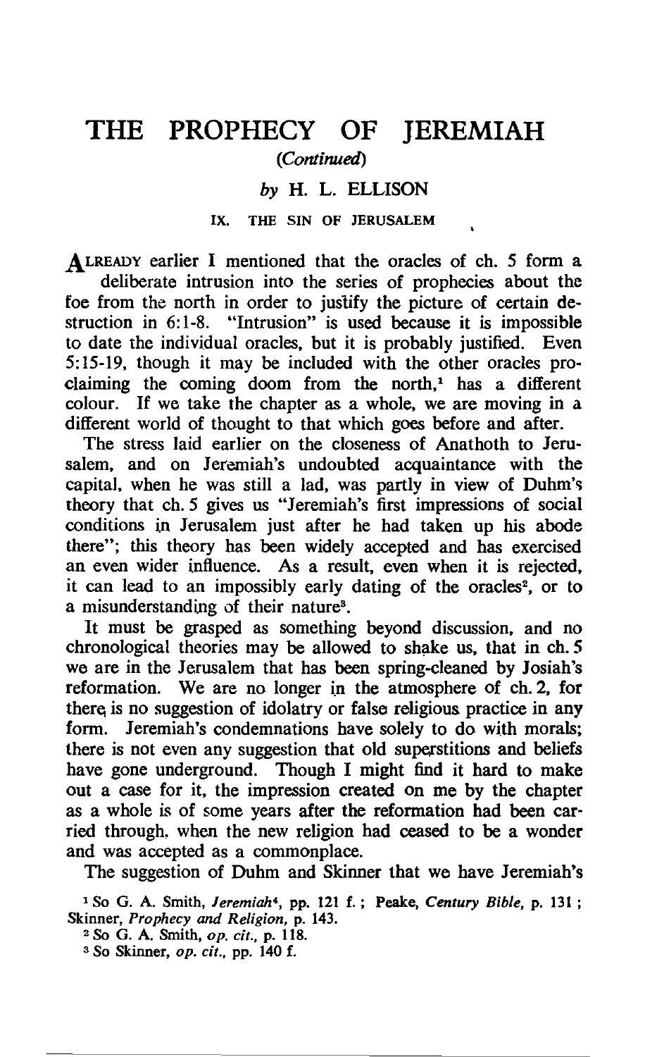# THE PROPHECY OF JEREMIAH

*(Continued)*

*by* H. L. ELLISON

## IX. THE SIN OF JERUSALEM

ALREADY earlier I mentioned that the oracles of ch. 5 form a deliberate intrusion into the series of prophecies about the foe from the north in order to justify the picture of certain destruction in 6:1-8. "Intrusion" is used because it is impossible to date the individual oracles, but it is probably justified. Even 5:15-19, though it may be included with the other oracles proclaiming the coming doom from the north,[1] has a different colour. If we take the chapter as a whole, we are moving in a different world of thought to that which goes before and after.

The stress laid earlier on the closeness of Anathoth to Jerusalem, and on Jeremiah's undoubted acquaintance with the capital, when he was still a lad, was partly in view of Duhm's theory that ch. 5 gives us "Jeremiah's first impressions of social conditions in Jerusalem just after he had taken up his abode there"; this theory has been widely accepted and has exercised an even wider influence. As a result, even when it is rejected, it can lead to an impossibly early dating of the oracles[2], or to a misunderstanding of their nature[3].

It must be grasped as something beyond discussion, and no chronological theories may be allowed to shake us, that in ch. 5 we are in the Jerusalem that has been spring-cleaned by Josiah's reformation. We are no longer in the atmosphere of ch. 2, for there is no suggestion of idolatry or false religious practice in any form. Jeremiah's condemnations have solely to do with morals; there is not even any suggestion that old superstitions and beliefs have gone underground. Though I might find it hard to make out a case for it, the impression created on me by the chapter as a whole is of some years after the reformation had been carried through, when the new religion had ceased to be a wonder and was accepted as a commonplace.

The suggestion of Duhm and Skinner that we have Jeremiah's

---

[1] So G. A. Smith, *Jeremiah*[4], pp. 121 f.; Peake, *Century Bible*, p. 131; Skinner, *Prophecy and Religion*, p. 143.

[2] So G. A. Smith, *op. cit.*, p. 118.

[3] So Skinner, *op. cit.*, pp. 140 f.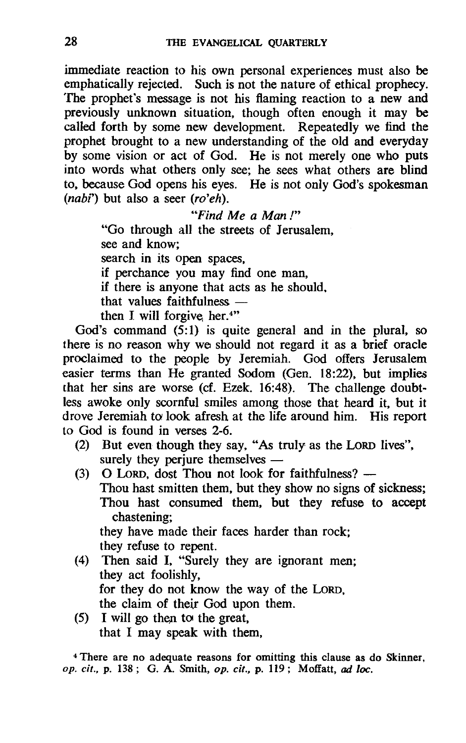immediate reaction to his own personal experiences must also be emphatically rejected. Such is not the nature of ethical prophecy. The prophet's message is not his flaming reaction to a new and previously unknown situation, though often enough it may be called forth by some new development. Repeatedly we find the prophet brought to a new understanding of the old and everyday by some vision or act of God. He is not merely one who puts into words what others only see; he sees what others are blind to, because God opens his eyes. He is not only God's spokesman (*nabi'*) but also a seer (*ro'eh*).

*"Find Me a Man!"*

"Go through all the streets of Jerusalem,  
see and know;  
search in its open spaces,  
if perchance you may find one man,  
if there is anyone that acts as he should,  
that values faithfulness —  
then I will forgive her.[4]"

God's command (5:1) is quite general and in the plural, so there is no reason why we should not regard it as a brief oracle proclaimed to the people by Jeremiah. God offers Jerusalem easier terms than He granted Sodom (Gen. 18:22), but implies that her sins are worse (cf. Ezek. 16:48). The challenge doubtless awoke only scornful smiles among those that heard it, but it drove Jeremiah to look afresh at the life around him. His report to God is found in verses 2-6.

(2) But even though they say, "As truly as the LORD lives",  
surely they perjure themselves —

(3) O LORD, dost Thou not look for faithfulness? —  
Thou hast smitten them, but they show no signs of sickness;  
Thou hast consumed them, but they refuse to accept chastening;  
they have made their faces harder than rock;  
they refuse to repent.

(4) Then said I, "Surely they are ignorant men;  
they act foolishly,  
for they do not know the way of the LORD,  
the claim of their God upon them.

(5) I will go then to the great,  
that I may speak with them,

[4] There are no adequate reasons for omitting this clause as do Skinner, *op. cit.*, p. 138; G. A. Smith, *op. cit.*, p. 119; Moffatt, *ad loc.*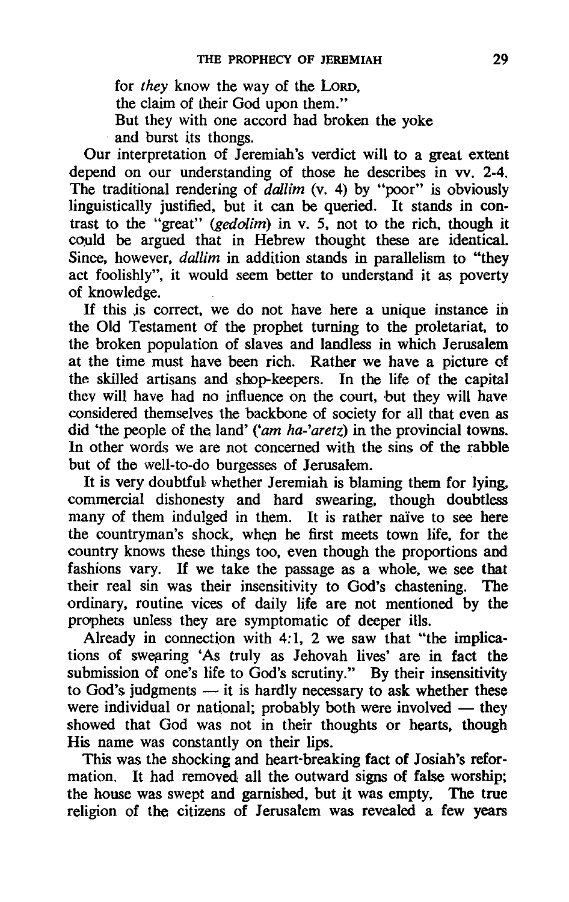for *they* know the way of the LORD,
the claim of their God upon them."
But they with one accord had broken the yoke
and burst its thongs.

Our interpretation of Jeremiah's verdict will to a great extent depend on our understanding of those he describes in vv. 2-4. The traditional rendering of *dallim* (v. 4) by "poor" is obviously linguistically justified, but it can be queried. It stands in contrast to the "great" (*gedolim*) in v. 5, not to the rich, though it could be argued that in Hebrew thought these are identical. Since, however, *dallim* in addition stands in parallelism to "they act foolishly", it would seem better to understand it as poverty of knowledge.

If this is correct, we do not have here a unique instance in the Old Testament of the prophet turning to the proletariat, to the broken population of slaves and landless in which Jerusalem at the time must have been rich. Rather we have a picture of the skilled artisans and shop-keepers. In the life of the capital they will have had no influence on the court, but they will have considered themselves the backbone of society for all that even as did 'the people of the land' (*'am ha-'aretz*) in the provincial towns. In other words we are not concerned with the sins of the rabble but of the well-to-do burgesses of Jerusalem.

It is very doubtful whether Jeremiah is blaming them for lying, commercial dishonesty and hard swearing, though doubtless many of them indulged in them. It is rather naïve to see here the countryman's shock, when he first meets town life, for the country knows these things too, even though the proportions and fashions vary. If we take the passage as a whole, we see that their real sin was their insensitivity to God's chastening. The ordinary, routine vices of daily life are not mentioned by the prophets unless they are symptomatic of deeper ills.

Already in connection with 4:1, 2 we saw that "the implications of swearing 'As truly as Jehovah lives' are in fact the submission of one's life to God's scrutiny." By their insensitivity to God's judgments — it is hardly necessary to ask whether these were individual or national; probably both were involved — they showed that God was not in their thoughts or hearts, though His name was constantly on their lips.

This was the shocking and heart-breaking fact of Josiah's reformation. It had removed all the outward signs of false worship; the house was swept and garnished, but it was empty. The true religion of the citizens of Jerusalem was revealed a few years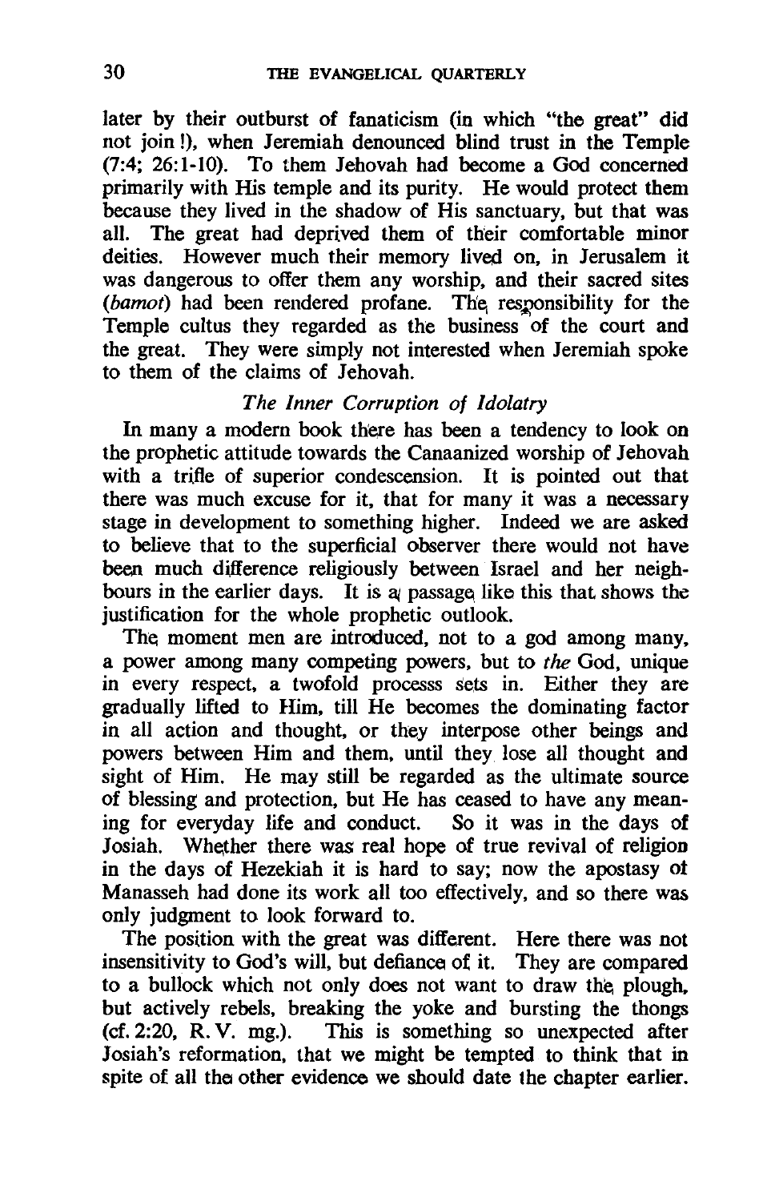later by their outburst of fanaticism (in which "the great" did not join!), when Jeremiah denounced blind trust in the Temple (7:4; 26:1-10). To them Jehovah had become a God concerned primarily with His temple and its purity. He would protect them because they lived in the shadow of His sanctuary, but that was all. The great had deprived them of their comfortable minor deities. However much their memory lived on, in Jerusalem it was dangerous to offer them any worship, and their sacred sites (*bamot*) had been rendered profane. The responsibility for the Temple cultus they regarded as the business of the court and the great. They were simply not interested when Jeremiah spoke to them of the claims of Jehovah.

### *The Inner Corruption of Idolatry*

In many a modern book there has been a tendency to look on the prophetic attitude towards the Canaanized worship of Jehovah with a trifle of superior condescension. It is pointed out that there was much excuse for it, that for many it was a necessary stage in development to something higher. Indeed we are asked to believe that to the superficial observer there would not have been much difference religiously between Israel and her neighbours in the earlier days. It is a passage like this that shows the justification for the whole prophetic outlook.

The moment men are introduced, not to a god among many, a power among many competing powers, but to *the* God, unique in every respect, a twofold processs sets in. Either they are gradually lifted to Him, till He becomes the dominating factor in all action and thought, or they interpose other beings and powers between Him and them, until they lose all thought and sight of Him. He may still be regarded as the ultimate source of blessing and protection, but He has ceased to have any meaning for everyday life and conduct. So it was in the days of Josiah. Whether there was real hope of true revival of religion in the days of Hezekiah it is hard to say; now the apostasy of Manasseh had done its work all too effectively, and so there was only judgment to look forward to.

The position with the great was different. Here there was not insensitivity to God's will, but defiance of it. They are compared to a bullock which not only does not want to draw the plough, but actively rebels, breaking the yoke and bursting the thongs (cf. 2:20, R.V. mg.). This is something so unexpected after Josiah's reformation, that we might be tempted to think that in spite of all the other evidence we should date the chapter earlier.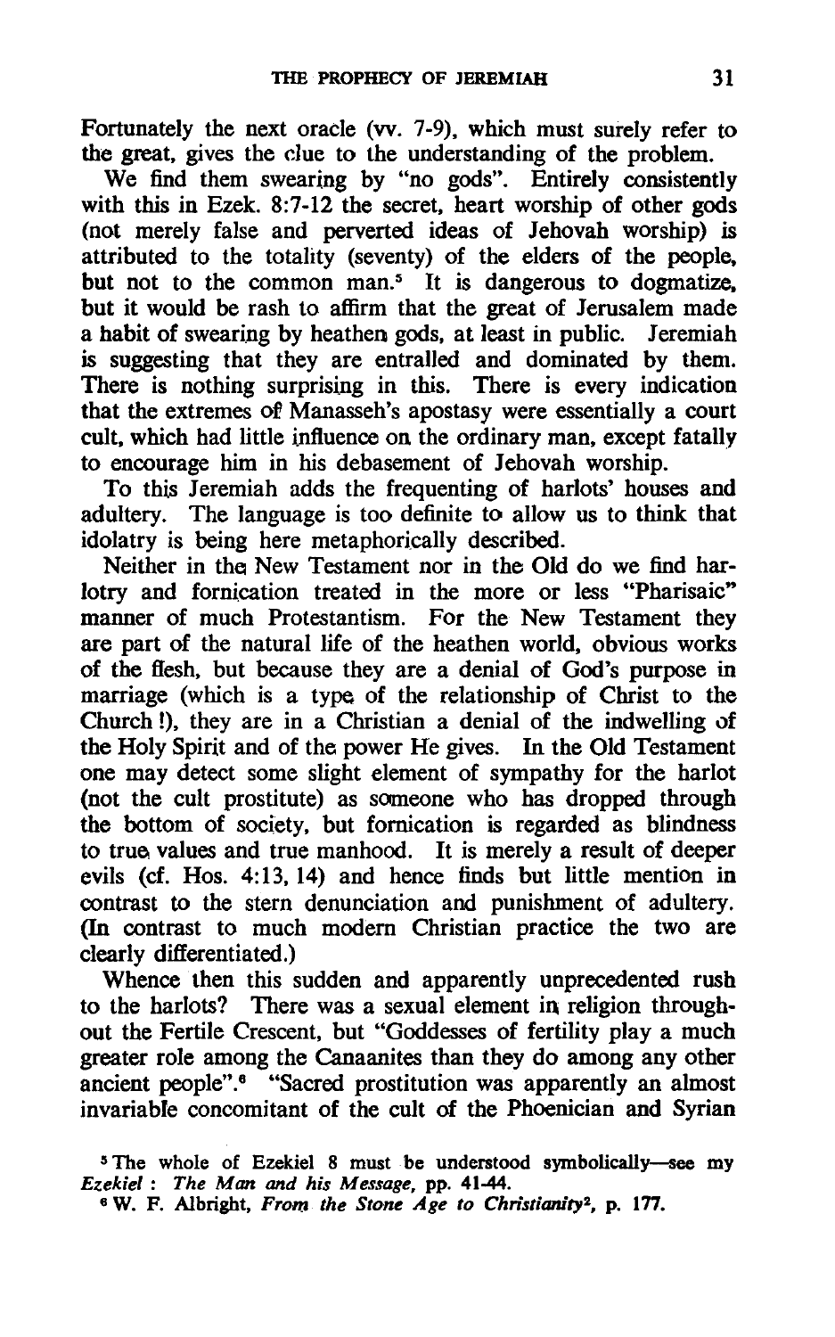Fortunately the next oracle (vv. 7-9), which must surely refer to the great, gives the clue to the understanding of the problem.

We find them swearing by "no gods". Entirely consistently with this in Ezek. 8:7-12 the secret, heart worship of other gods (not merely false and perverted ideas of Jehovah worship) is attributed to the totality (seventy) of the elders of the people, but not to the common man.[5] It is dangerous to dogmatize, but it would be rash to affirm that the great of Jerusalem made a habit of swearing by heathen gods, at least in public. Jeremiah is suggesting that they are entralled and dominated by them. There is nothing surprising in this. There is every indication that the extremes of Manasseh's apostasy were essentially a court cult, which had little influence on the ordinary man, except fatally to encourage him in his debasement of Jehovah worship.

To this Jeremiah adds the frequenting of harlots' houses and adultery. The language is too definite to allow us to think that idolatry is being here metaphorically described.

Neither in the New Testament nor in the Old do we find harlotry and fornication treated in the more or less "Pharisaic" manner of much Protestantism. For the New Testament they are part of the natural life of the heathen world, obvious works of the flesh, but because they are a denial of God's purpose in marriage (which is a type of the relationship of Christ to the Church !), they are in a Christian a denial of the indwelling of the Holy Spirit and of the power He gives. In the Old Testament one may detect some slight element of sympathy for the harlot (not the cult prostitute) as someone who has dropped through the bottom of society, but fornication is regarded as blindness to true values and true manhood. It is merely a result of deeper evils (cf. Hos. 4:13, 14) and hence finds but little mention in contrast to the stern denunciation and punishment of adultery. (In contrast to much modern Christian practice the two are clearly differentiated.)

Whence then this sudden and apparently unprecedented rush to the harlots? There was a sexual element in religion throughout the Fertile Crescent, but "Goddesses of fertility play a much greater role among the Canaanites than they do among any other ancient people".[6] "Sacred prostitution was apparently an almost invariable concomitant of the cult of the Phoenician and Syrian

[5] The whole of Ezekiel 8 must be understood symbolically—see my *Ezekiel : The Man and his Message*, pp. 41-44.

[6] W. F. Albright, *From the Stone Age to Christianity*[2], p. 177.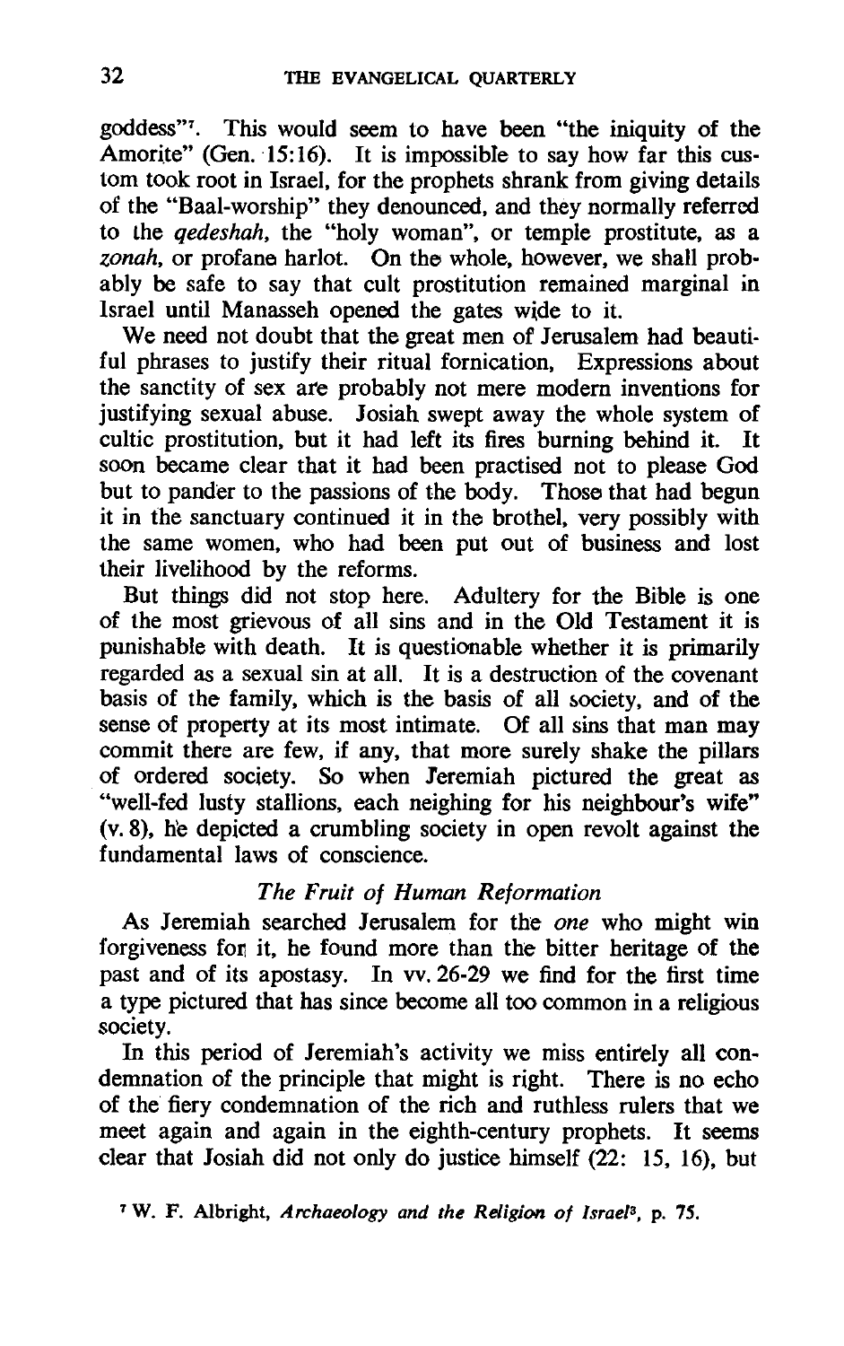goddess"[7]. This would seem to have been "the iniquity of the Amorite" (Gen. 15:16). It is impossible to say how far this custom took root in Israel, for the prophets shrank from giving details of the "Baal-worship" they denounced, and they normally referred to the *qedeshah*, the "holy woman", or temple prostitute, as a *zonah*, or profane harlot. On the whole, however, we shall probably be safe to say that cult prostitution remained marginal in Israel until Manasseh opened the gates wide to it.

We need not doubt that the great men of Jerusalem had beautiful phrases to justify their ritual fornication. Expressions about the sanctity of sex are probably not mere modern inventions for justifying sexual abuse. Josiah swept away the whole system of cultic prostitution, but it had left its fires burning behind it. It soon became clear that it had been practised not to please God but to pander to the passions of the body. Those that had begun it in the sanctuary continued it in the brothel, very possibly with the same women, who had been put out of business and lost their livelihood by the reforms.

But things did not stop here. Adultery for the Bible is one of the most grievous of all sins and in the Old Testament it is punishable with death. It is questionable whether it is primarily regarded as a sexual sin at all. It is a destruction of the covenant basis of the family, which is the basis of all society, and of the sense of property at its most intimate. Of all sins that man may commit there are few, if any, that more surely shake the pillars of ordered society. So when Jeremiah pictured the great as "well-fed lusty stallions, each neighing for his neighbour's wife" (v. 8), he depicted a crumbling society in open revolt against the fundamental laws of conscience.

### *The Fruit of Human Reformation*

As Jeremiah searched Jerusalem for the *one* who might win forgiveness for it, he found more than the bitter heritage of the past and of its apostasy. In vv. 26-29 we find for the first time a type pictured that has since become all too common in a religious society.

In this period of Jeremiah's activity we miss entirely all condemnation of the principle that might is right. There is no echo of the fiery condemnation of the rich and ruthless rulers that we meet again and again in the eighth-century prophets. It seems clear that Josiah did not only do justice himself (22: 15, 16), but

[7] W. F. Albright, *Archaeology and the Religion of Israel*[3], p. 75.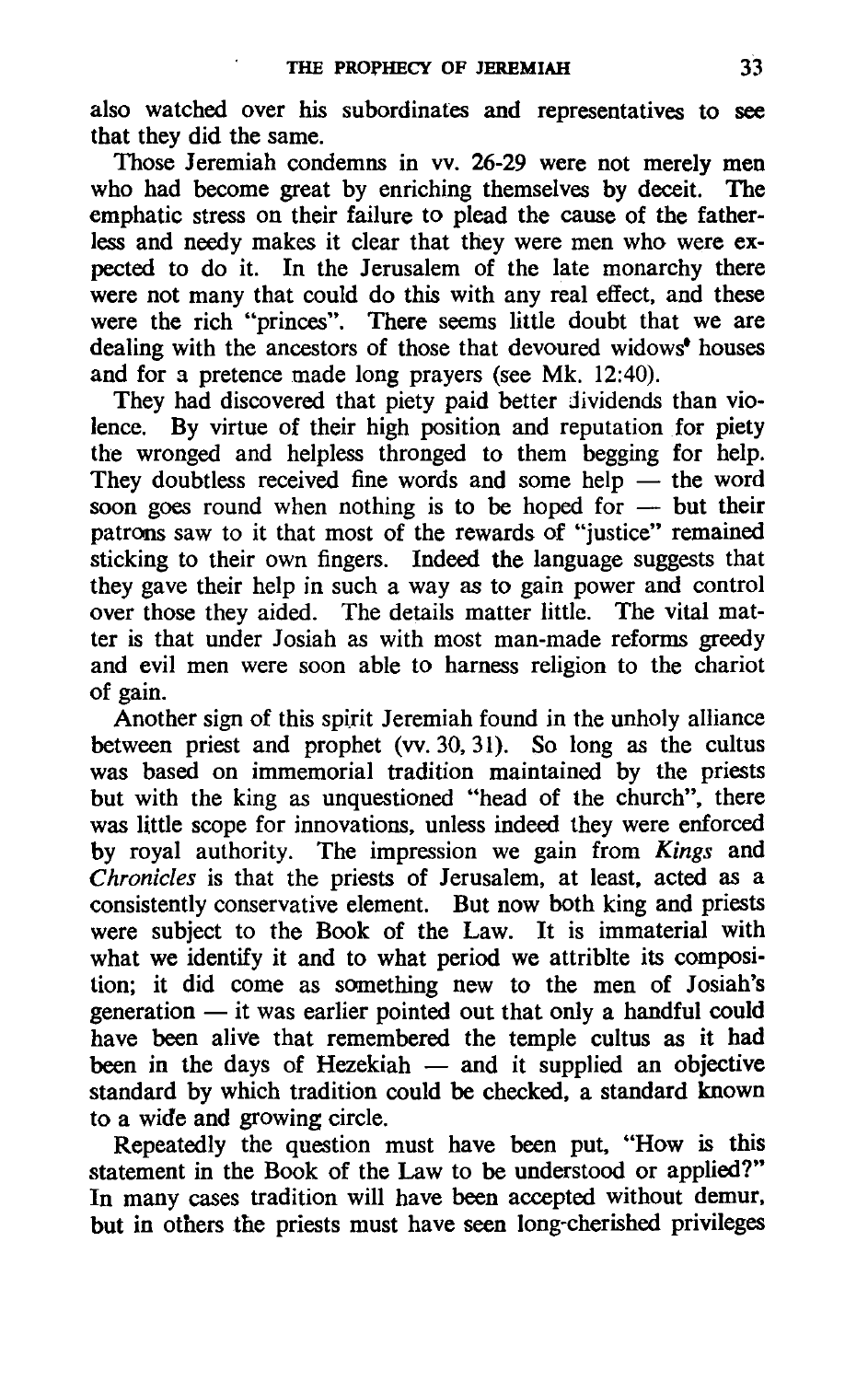also watched over his subordinates and representatives to see that they did the same.

Those Jeremiah condemns in vv. 26-29 were not merely men who had become great by enriching themselves by deceit. The emphatic stress on their failure to plead the cause of the fatherless and needy makes it clear that they were men who were expected to do it. In the Jerusalem of the late monarchy there were not many that could do this with any real effect, and these were the rich "princes". There seems little doubt that we are dealing with the ancestors of those that devoured widows' houses and for a pretence made long prayers (see Mk. 12:40).

They had discovered that piety paid better dividends than violence. By virtue of their high position and reputation for piety the wronged and helpless thronged to them begging for help. They doubtless received fine words and some help — the word soon goes round when nothing is to be hoped for — but their patrons saw to it that most of the rewards of "justice" remained sticking to their own fingers. Indeed the language suggests that they gave their help in such a way as to gain power and control over those they aided. The details matter little. The vital matter is that under Josiah as with most man-made reforms greedy and evil men were soon able to harness religion to the chariot of gain.

Another sign of this spirit Jeremiah found in the unholy alliance between priest and prophet (vv. 30, 31). So long as the cultus was based on immemorial tradition maintained by the priests but with the king as unquestioned "head of the church", there was little scope for innovations, unless indeed they were enforced by royal authority. The impression we gain from *Kings* and *Chronicles* is that the priests of Jerusalem, at least, acted as a consistently conservative element. But now both king and priests were subject to the Book of the Law. It is immaterial with what we identify it and to what period we attriblte its composition; it did come as something new to the men of Josiah's generation — it was earlier pointed out that only a handful could have been alive that remembered the temple cultus as it had been in the days of Hezekiah — and it supplied an objective standard by which tradition could be checked, a standard known to a wide and growing circle.

Repeatedly the question must have been put, "How is this statement in the Book of the Law to be understood or applied?" In many cases tradition will have been accepted without demur, but in others the priests must have seen long-cherished privileges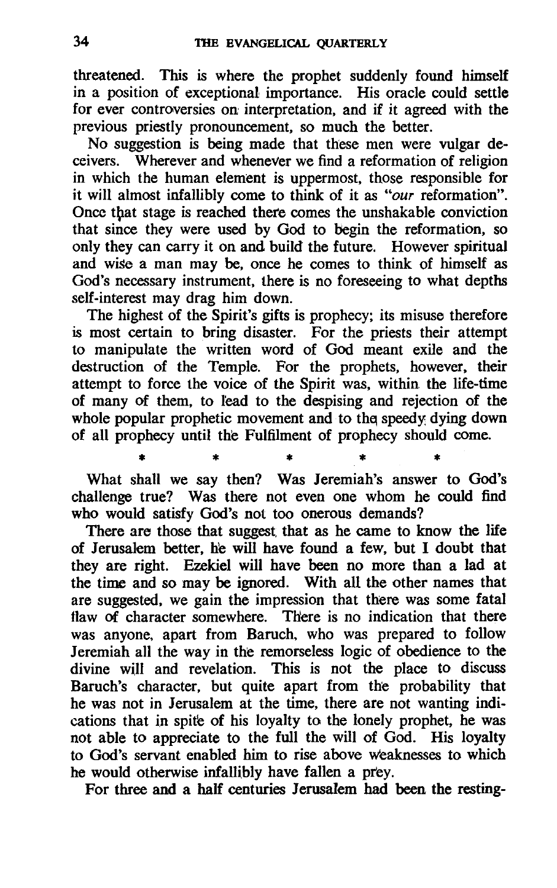threatened. This is where the prophet suddenly found himself in a position of exceptional importance. His oracle could settle for ever controversies on interpretation, and if it agreed with the previous priestly pronouncement, so much the better.

No suggestion is being made that these men were vulgar deceivers. Wherever and whenever we find a reformation of religion in which the human element is uppermost, those responsible for it will almost infallibly come to think of it as "*our* reformation". Once that stage is reached there comes the unshakable conviction that since they were used by God to begin the reformation, so only they can carry it on and build the future. However spiritual and wise a man may be, once he comes to think of himself as God's necessary instrument, there is no foreseeing to what depths self-interest may drag him down.

The highest of the Spirit's gifts is prophecy; its misuse therefore is most certain to bring disaster. For the priests their attempt to manipulate the written word of God meant exile and the destruction of the Temple. For the prophets, however, their attempt to force the voice of the Spirit was, within the life-time of many of them, to lead to the despising and rejection of the whole popular prophetic movement and to the speedy dying down of all prophecy until the Fulfilment of prophecy should come.

\* \* \* \* \*

What shall we say then? Was Jeremiah's answer to God's challenge true? Was there not even one whom he could find who would satisfy God's not too onerous demands?

There are those that suggest that as he came to know the life of Jerusalem better, he will have found a few, but I doubt that they are right. Ezekiel will have been no more than a lad at the time and so may be ignored. With all the other names that are suggested, we gain the impression that there was some fatal flaw of character somewhere. There is no indication that there was anyone, apart from Baruch, who was prepared to follow Jeremiah all the way in the remorseless logic of obedience to the divine will and revelation. This is not the place to discuss Baruch's character, but quite apart from the probability that he was not in Jerusalem at the time, there are not wanting indications that in spite of his loyalty to the lonely prophet, he was not able to appreciate to the full the will of God. His loyalty to God's servant enabled him to rise above weaknesses to which he would otherwise infallibly have fallen a prey.

For three and a half centuries Jerusalem had been the resting-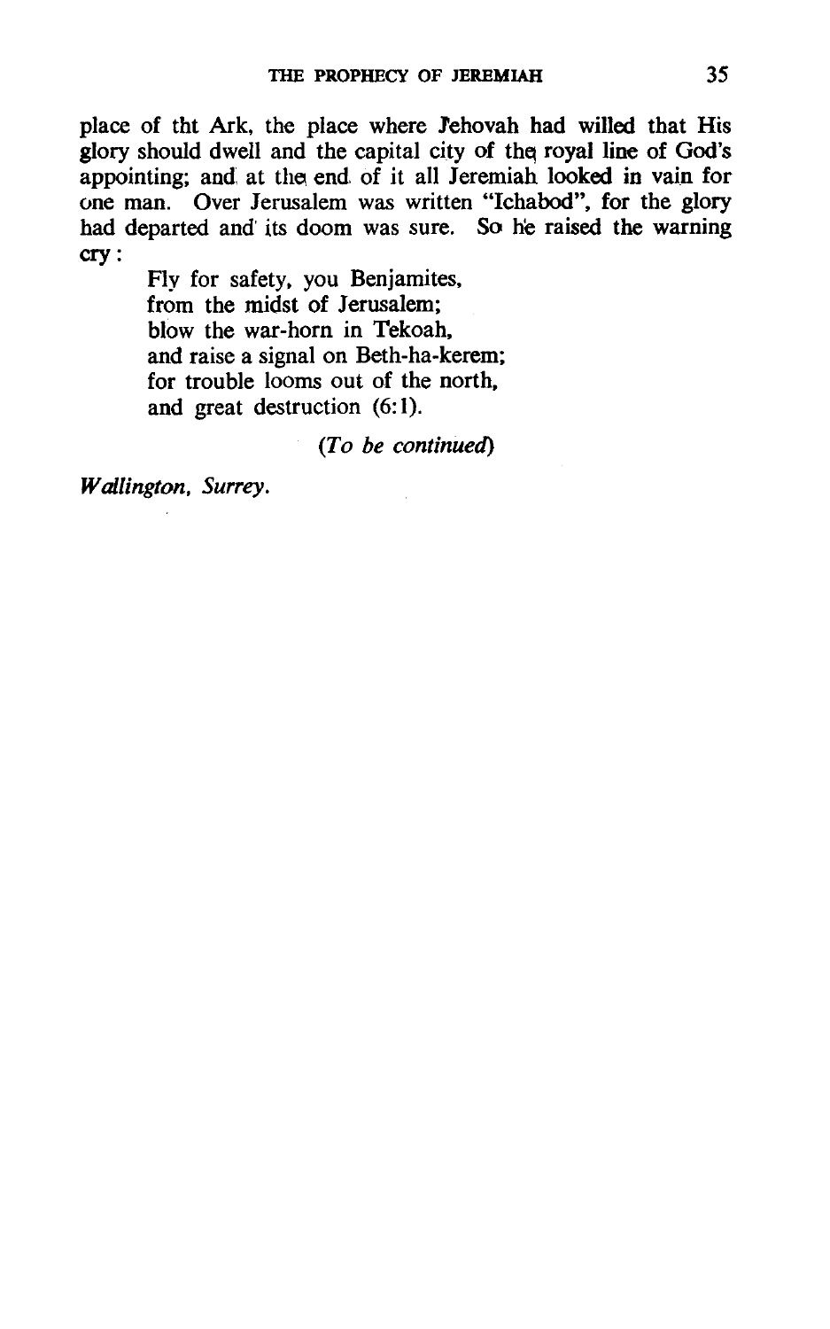place of tht Ark, the place where Jehovah had willed that His glory should dwell and the capital city of the royal line of God's appointing; and at the end of it all Jeremiah looked in vain for one man. Over Jerusalem was written "Ichabod", for the glory had departed and its doom was sure. So he raised the warning cry:

> Fly for safety, you Benjamites,
> from the midst of Jerusalem;
> blow the war-horn in Tekoah,
> and raise a signal on Beth-ha-kerem;
> for trouble looms out of the north,
> and great destruction (6:1).

*(To be continued)*

*Wallington, Surrey.*